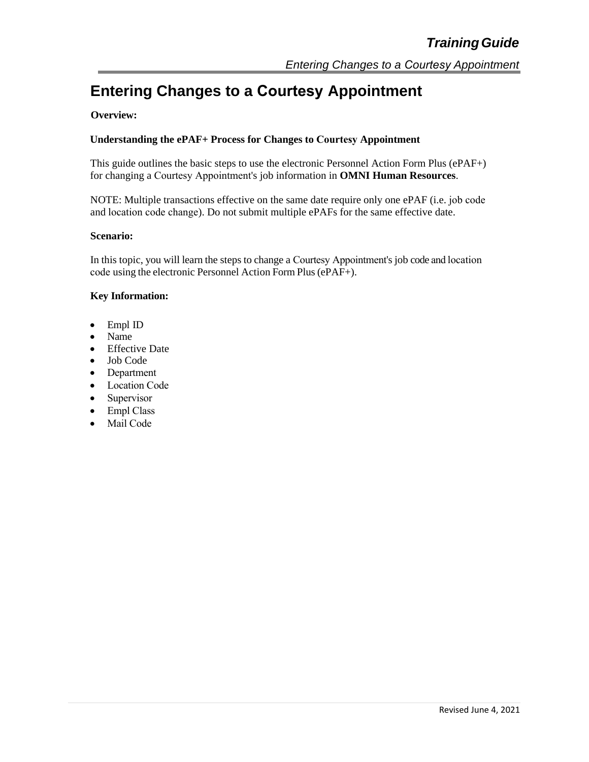# Entering Changes to a Courtesy Appointment

**Overview:**

**Understanding the ePAF+ Process for Changes to Courtesy Appointment**

This guide outlines the basic steps to use the electronic Personnel Action Form Plus (ePAF+) for changing a Courtesy Appointment's job information in **OMNI Human Resources**.

NOTE: Multiple transactions effective on the same date require only one ePAF (i.e. job code and location code change). Do not submit multiple ePAFs for the same effective date.

**Scenario:**

In this topic, you will learn the steps to change a Courtesy Appointment's job code and location code using the electronic Personnel Action Form Plus (ePAF+).

**Key Information:**

- Empl ID
- Name
- Effective Date
- Job Code
- Department
- Location Code
- Supervisor
- Empl Class
- Mail Code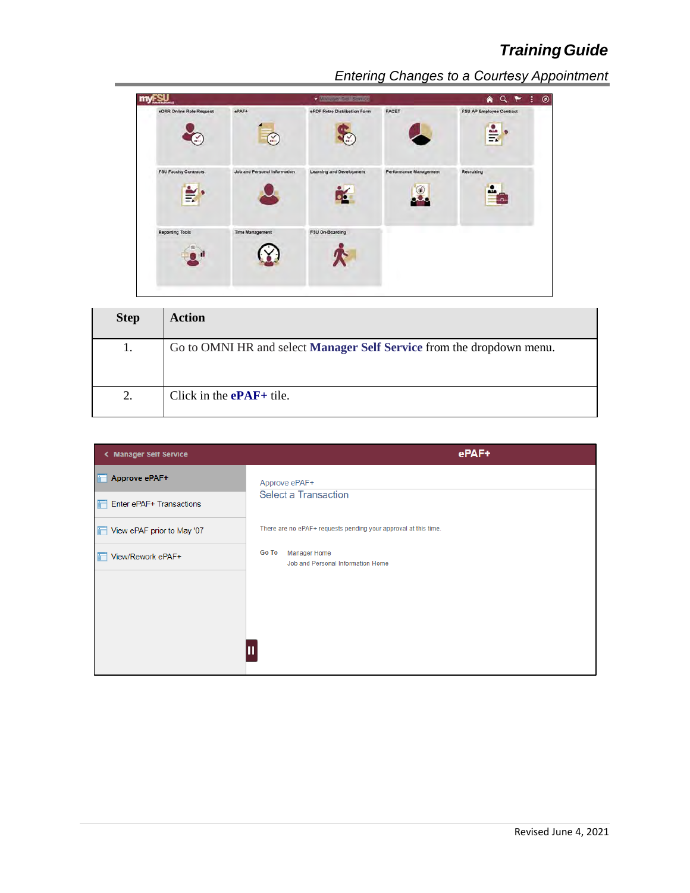| Step | Action |
|---|---|
| 1. | Go to OMNI HR and select **Manager Self Service** from the dropdown menu. |
| 2. | Click in the **ePAF+** tile. |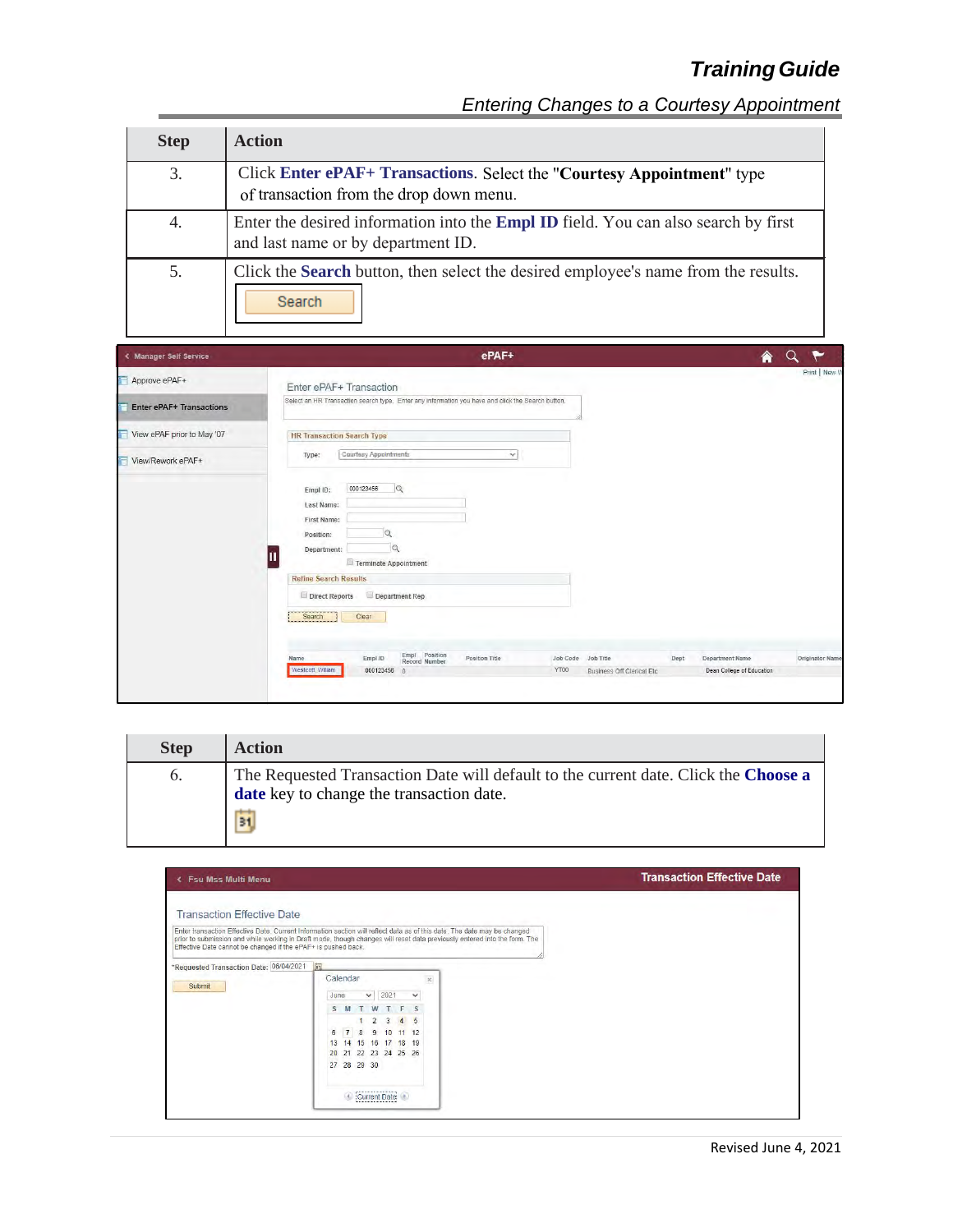| Step | Action |
|---|---|
| 3. | Click **Enter ePAF+ Transactions**. Select the "**Courtesy Appointment**" type of transaction from the drop down menu. |
| 4. | Enter the desired information into the **Empl ID** field. You can also search by first and last name or by department ID. |
| 5. | Click the **Search** button, then select the desired employee's name from the results. Search |

| Step | Action |
|---|---|
| 6. | The Requested Transaction Date will default to the current date. Click the **Choose a date** key to change the transaction date. |

Revised June 4, 2021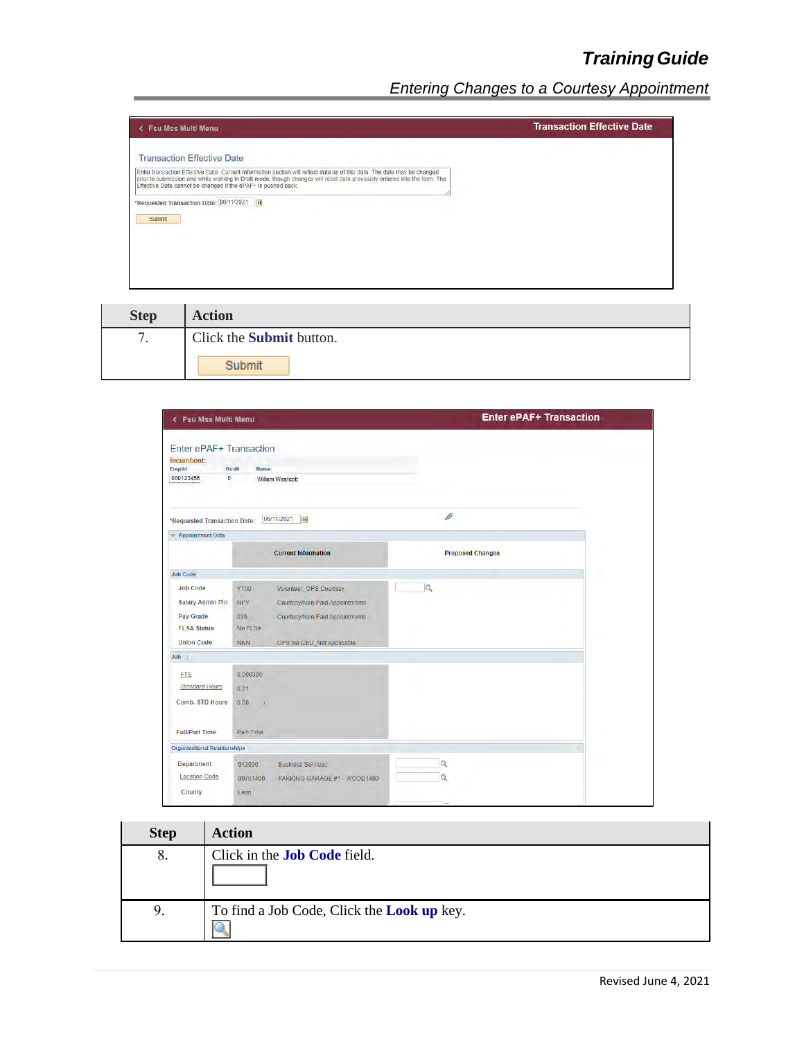| Step | Action |
|---|---|
| 7. | Click the **Submit** button. |

| Step | Action |
|---|---|
| 8. | Click in the **Job Code** field. |
| 9. | To find a Job Code, Click the **Look up** key. |

Revised June 4, 2021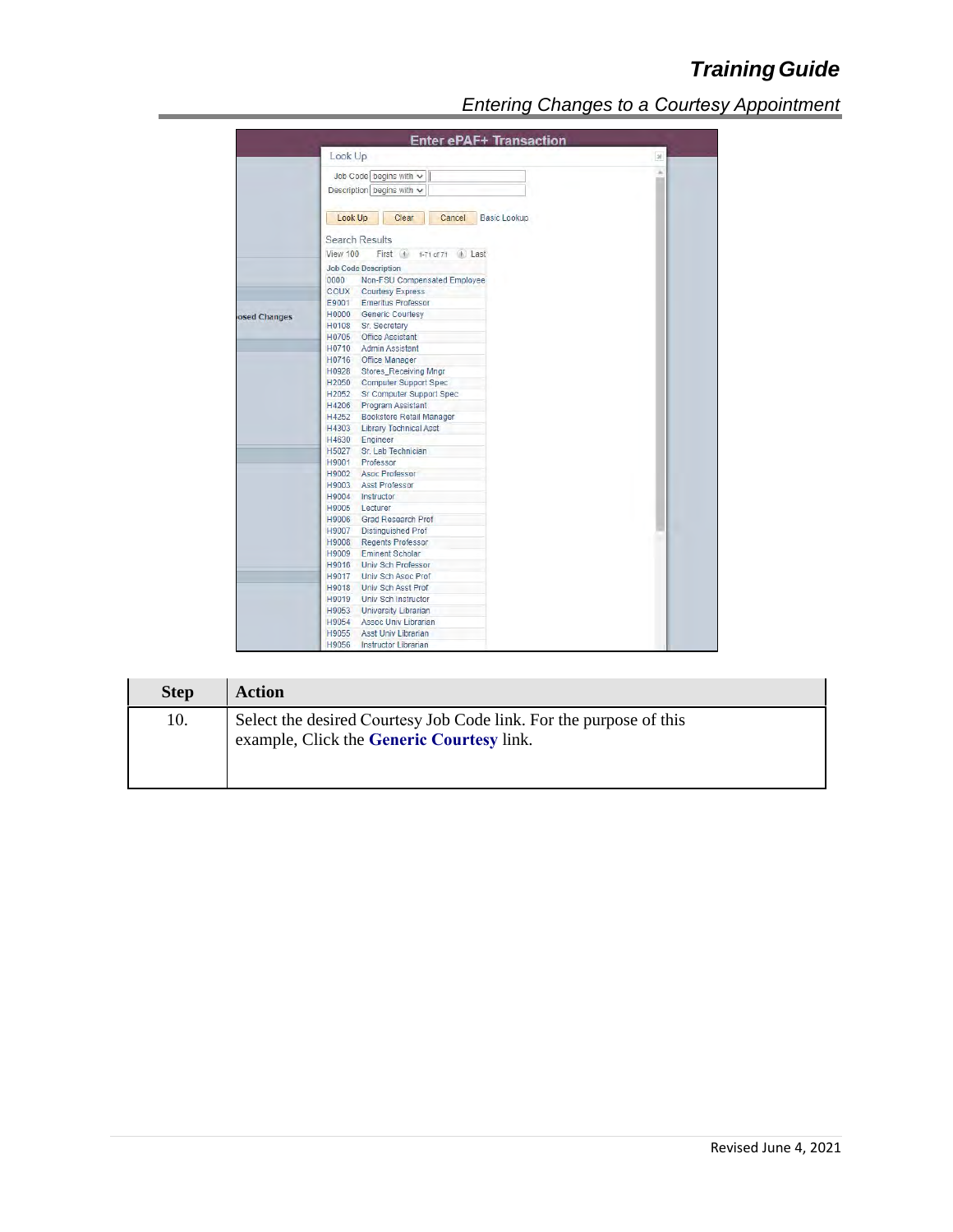| Step | Action |
| --- | --- |
| 10. | Select the desired Courtesy Job Code link. For the purpose of this example, Click the **Generic Courtesy** link. |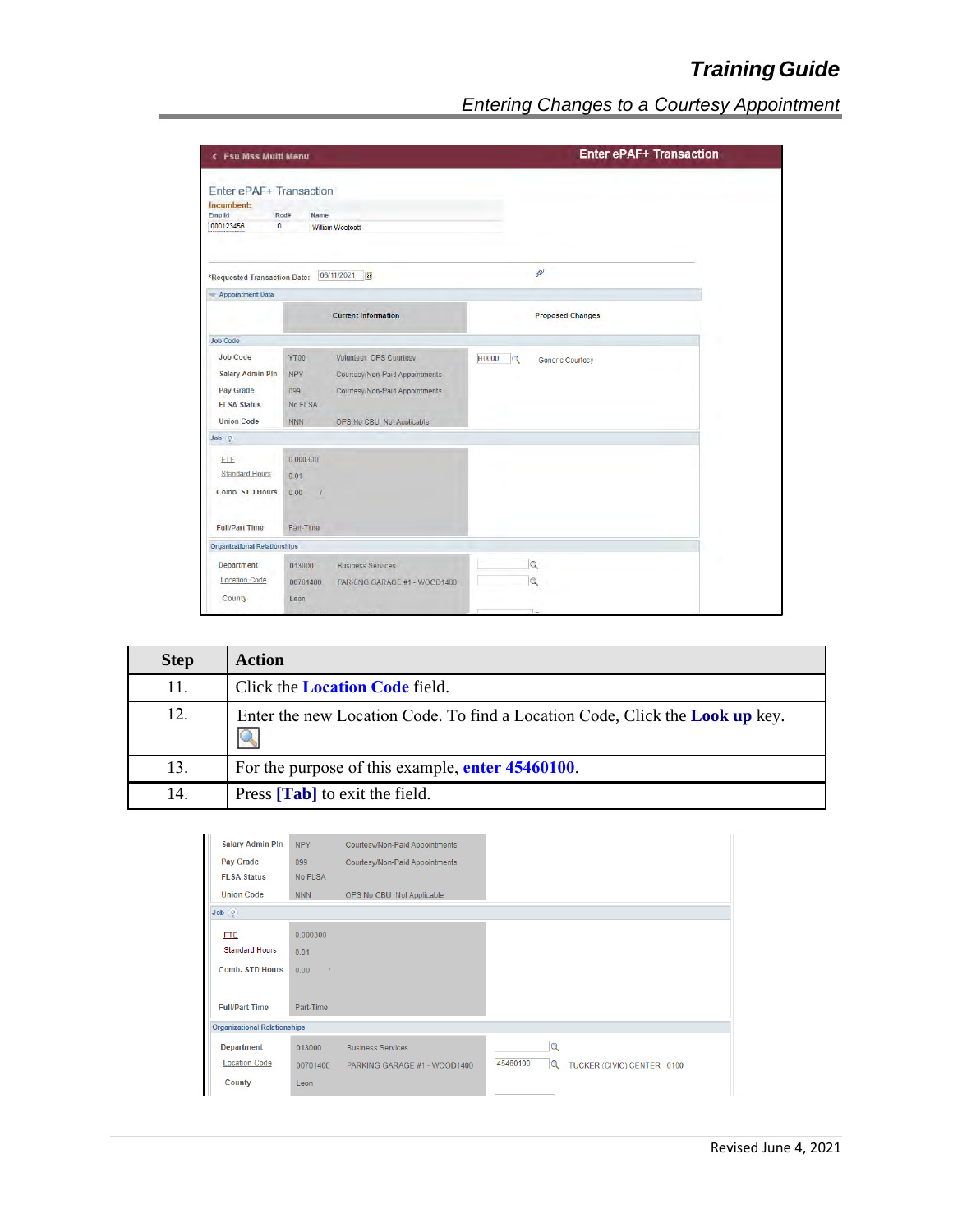| Step | Action |
| --- | --- |
| 11. | Click the **Location Code** field. |
| 12. | Enter the new Location Code. To find a Location Code, Click the **Look up** key. |
| 13. | For the purpose of this example, **enter 45460100**. |
| 14. | Press **[Tab]** to exit the field. |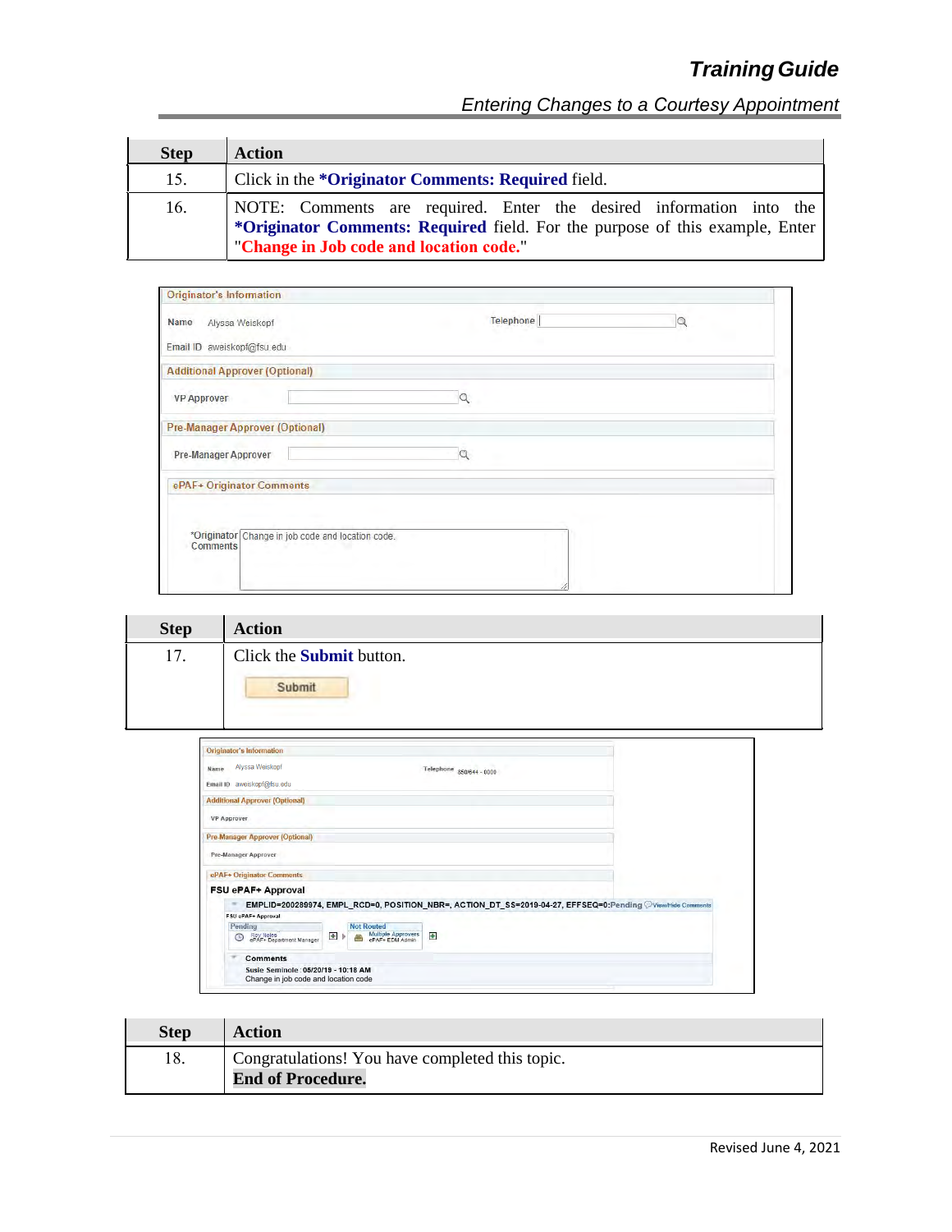| Step | Action |
| --- | --- |
| 15. | Click in the **\*Originator Comments: Required** field. |
| 16. | NOTE: Comments are required. Enter the desired information into the **\*Originator Comments: Required** field. For the purpose of this example, Enter "**Change in Job code and location code.**" |

Originator's Information

Name Alyssa Weiskopf

Telephone

Email ID aweiskopf@fsu.edu

Additional Approver (Optional)

VP Approver

Pre-Manager Approver (Optional)

Pre-Manager Approver

ePAF+ Originator Comments

*Originator Comments: Change in job code and location code.

| Step | Action |
| --- | --- |
| 17. | Click the **Submit** button. Submit |

Originator's Information

Name Alyssa Weiskopf

Telephone 850/644 - 0000

Email ID aweiskopf@fsu.edu

Additional Approver (Optional)

VP Approver

Pre-Manager Approver (Optional)

Pre-Manager Approver

ePAF+ Originator Comments

FSU ePAF+ Approval

EMPLID=200289974, EMPL_RCD=0, POSITION_NBR=, ACTION_DT_SS=2019-04-27, EFFSEQ=0:Pending View/Hide Comments

FSU ePAF+ Approval

Pending — Roy Noles, ePAF+ Department Manager

Not Routed — Multiple Approvers, ePAF+ EDM Admin

Comments

Susie Seminole : 05/20/19 - 10:18 AM

Change in job code and location code

| Step | Action |
| --- | --- |
| 18. | Congratulations! You have completed this topic.<br>**End of Procedure.** |